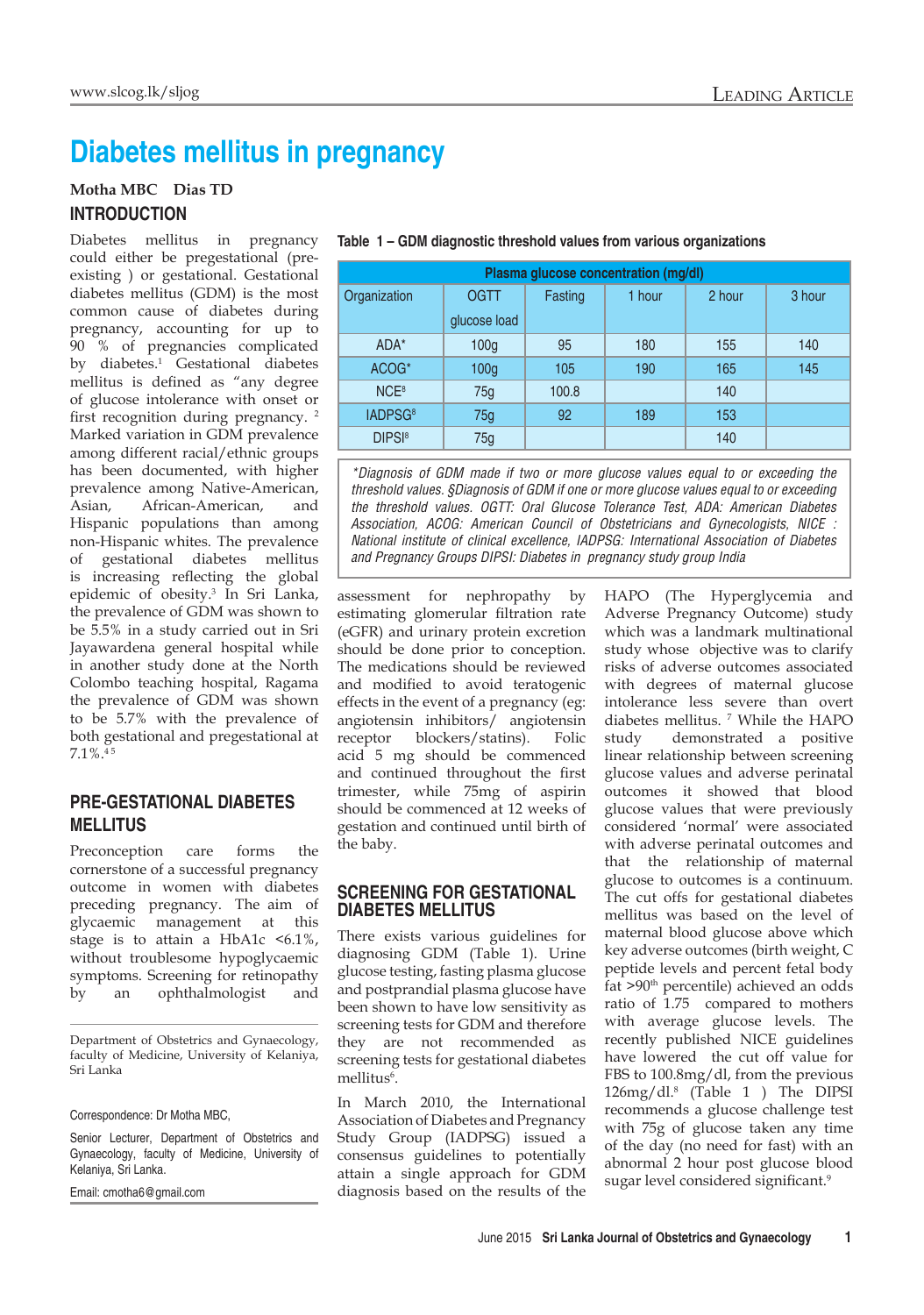# Diabetes mellitus in pregnancy

**Motha MBC Dias TD**

## INTRODUCTION

Diabetes mellitus in pregnancy could either be pregestational (pre-existing ) or gestational. Gestational diabetes mellitus (GDM) is the most common cause of diabetes during pregnancy, accounting for up to 90 % of pregnancies complicated by diabetes.[1] Gestational diabetes mellitus is defined as "any degree of glucose intolerance with onset or first recognition during pregnancy. [2] Marked variation in GDM prevalence among different racial/ethnic groups has been documented, with higher prevalence among Native-American, Asian, African-American, and Hispanic populations than among non-Hispanic whites. The prevalence of gestational diabetes mellitus is increasing reflecting the global epidemic of obesity.[3] In Sri Lanka, the prevalence of GDM was shown to be 5.5% in a study carried out in Sri Jayawardena general hospital while in another study done at the North Colombo teaching hospital, Ragama the prevalence of GDM was shown to be 5.7% with the prevalence of both gestational and pregestational at 7.1%.[4 5]

## PRE-GESTATIONAL DIABETES MELLITUS

Preconception care forms the cornerstone of a successful pregnancy outcome in women with diabetes preceding pregnancy. The aim of glycaemic management at this stage is to attain a HbA1c <6.1%, without troublesome hypoglycaemic symptoms. Screening for retinopathy by an ophthalmologist and assessment for nephropathy by estimating glomerular filtration rate (eGFR) and urinary protein excretion should be done prior to conception. The medications should be reviewed and modified to avoid teratogenic effects in the event of a pregnancy (eg: angiotensin inhibitors/ angiotensin receptor blockers/statins). Folic acid 5 mg should be commenced and continued throughout the first trimester, while 75mg of aspirin should be commenced at 12 weeks of gestation and continued until birth of the baby.

Department of Obstetrics and Gynaecology, faculty of Medicine, University of Kelaniya, Sri Lanka

Correspondence: Dr Motha MBC,

Senior Lecturer, Department of Obstetrics and Gynaecology, faculty of Medicine, University of Kelaniya, Sri Lanka.

Email: cmotha6@gmail.com

**Table 1 – GDM diagnostic threshold values from various organizations**

| Plasma glucose concentration (mg/dl) | | | | | |
|---|---|---|---|---|---|
| Organization | OGTT glucose load | Fasting | 1 hour | 2 hour | 3 hour |
| ADA* | 100g | 95 | 180 | 155 | 140 |
| ACOG* | 100g | 105 | 190 | 165 | 145 |
| NCE§ | 75g | 100.8 | | 140 | |
| IADPSG§ | 75g | 92 | 189 | 153 | |
| DIPSI§ | 75g | | | 140 | |

*\*Diagnosis of GDM made if two or more glucose values equal to or exceeding the threshold values. §Diagnosis of GDM if one or more glucose values equal to or exceeding the threshold values. OGTT: Oral Glucose Tolerance Test, ADA: American Diabetes Association, ACOG: American Council of Obstetricians and Gynecologists, NICE : National institute of clinical excellence, IADPSG: International Association of Diabetes and Pregnancy Groups DIPSI: Diabetes in pregnancy study group India*

## SCREENING FOR GESTATIONAL DIABETES MELLITUS

There exists various guidelines for diagnosing GDM (Table 1). Urine glucose testing, fasting plasma glucose and postprandial plasma glucose have been shown to have low sensitivity as screening tests for GDM and therefore they are not recommended as screening tests for gestational diabetes mellitus[6].

In March 2010, the International Association of Diabetes and Pregnancy Study Group (IADPSG) issued a consensus guidelines to potentially attain a single approach for GDM diagnosis based on the results of the HAPO (The Hyperglycemia and Adverse Pregnancy Outcome) study which was a landmark multinational study whose objective was to clarify risks of adverse outcomes associated with degrees of maternal glucose intolerance less severe than overt diabetes mellitus. [7] While the HAPO study demonstrated a positive linear relationship between screening glucose values and adverse perinatal outcomes it showed that blood glucose values that were previously considered 'normal' were associated with adverse perinatal outcomes and that the relationship of maternal glucose to outcomes is a continuum. The cut offs for gestational diabetes mellitus was based on the level of maternal blood glucose above which key adverse outcomes (birth weight, C peptide levels and percent fetal body fat >90th percentile) achieved an odds ratio of 1.75 compared to mothers with average glucose levels. The recently published NICE guidelines have lowered the cut off value for FBS to 100.8mg/dl, from the previous 126mg/dl.[8] (Table 1 ) The DIPSI recommends a glucose challenge test with 75g of glucose taken any time of the day (no need for fast) with an abnormal 2 hour post glucose blood sugar level considered significant.[9]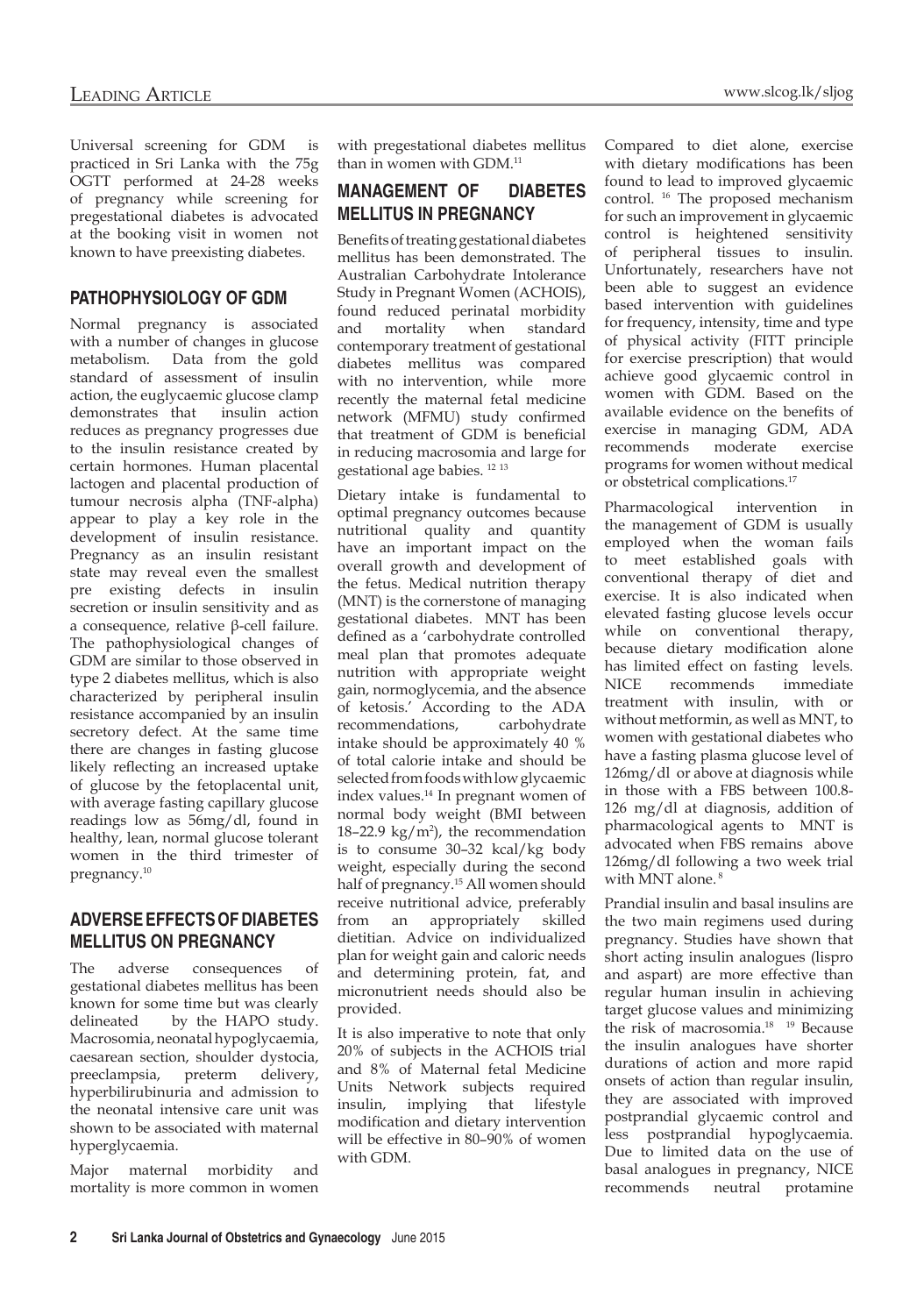Universal screening for GDM is practiced in Sri Lanka with the 75g OGTT performed at 24-28 weeks of pregnancy while screening for pregestational diabetes is advocated at the booking visit in women not known to have preexisting diabetes.

## PATHOPHYSIOLOGY OF GDM

Normal pregnancy is associated with a number of changes in glucose metabolism. Data from the gold standard of assessment of insulin action, the euglycaemic glucose clamp demonstrates that insulin action reduces as pregnancy progresses due to the insulin resistance created by certain hormones. Human placental lactogen and placental production of tumour necrosis alpha (TNF-alpha) appear to play a key role in the development of insulin resistance. Pregnancy as an insulin resistant state may reveal even the smallest pre existing defects in insulin secretion or insulin sensitivity and as a consequence, relative β-cell failure. The pathophysiological changes of GDM are similar to those observed in type 2 diabetes mellitus, which is also characterized by peripheral insulin resistance accompanied by an insulin secretory defect. At the same time there are changes in fasting glucose likely reflecting an increased uptake of glucose by the fetoplacental unit, with average fasting capillary glucose readings low as 56mg/dl, found in healthy, lean, normal glucose tolerant women in the third trimester of pregnancy.[10]

## ADVERSE EFFECTS OF DIABETES MELLITUS ON PREGNANCY

The adverse consequences of gestational diabetes mellitus has been known for some time but was clearly delineated by the HAPO study. Macrosomia, neonatal hypoglycaemia, caesarean section, shoulder dystocia, preeclampsia, preterm delivery, hyperbilirubinuria and admission to the neonatal intensive care unit was shown to be associated with maternal hyperglycaemia.

Major maternal morbidity and mortality is more common in women with pregestational diabetes mellitus than in women with GDM.[11]

## MANAGEMENT OF DIABETES MELLITUS IN PREGNANCY

Benefits of treating gestational diabetes mellitus has been demonstrated. The Australian Carbohydrate Intolerance Study in Pregnant Women (ACHOIS), found reduced perinatal morbidity and mortality when standard contemporary treatment of gestational diabetes mellitus was compared with no intervention, while more recently the maternal fetal medicine network (MFMU) study confirmed that treatment of GDM is beneficial in reducing macrosomia and large for gestational age babies. [12,13]

Dietary intake is fundamental to optimal pregnancy outcomes because nutritional quality and quantity have an important impact on the overall growth and development of the fetus. Medical nutrition therapy (MNT) is the cornerstone of managing gestational diabetes. MNT has been defined as a 'carbohydrate controlled meal plan that promotes adequate nutrition with appropriate weight gain, normoglycemia, and the absence of ketosis.' According to the ADA recommendations, carbohydrate intake should be approximately 40 % of total calorie intake and should be selected from foods with low glycaemic index values.[14] In pregnant women of normal body weight (BMI between 18–22.9 $kg/m^2$), the recommendation is to consume 30–32 kcal/kg body weight, especially during the second half of pregnancy.[15] All women should receive nutritional advice, preferably from an appropriately skilled dietitian. Advice on individualized plan for weight gain and caloric needs and determining protein, fat, and micronutrient needs should also be provided.

It is also imperative to note that only 20% of subjects in the ACHOIS trial and 8% of Maternal fetal Medicine Units Network subjects required insulin, implying that lifestyle modification and dietary intervention will be effective in 80–90% of women with GDM.

Compared to diet alone, exercise with dietary modifications has been found to lead to improved glycaemic control. [16] The proposed mechanism for such an improvement in glycaemic control is heightened sensitivity of peripheral tissues to insulin. Unfortunately, researchers have not been able to suggest an evidence based intervention with guidelines for frequency, intensity, time and type of physical activity (FITT principle for exercise prescription) that would achieve good glycaemic control in women with GDM. Based on the available evidence on the benefits of exercise in managing GDM, ADA recommends moderate exercise programs for women without medical or obstetrical complications.[17]

Pharmacological intervention in the management of GDM is usually employed when the woman fails to meet established goals with conventional therapy of diet and exercise. It is also indicated when elevated fasting glucose levels occur while on conventional therapy, because dietary modification alone has limited effect on fasting levels. NICE recommends immediate treatment with insulin, with or without metformin, as well as MNT, to women with gestational diabetes who have a fasting plasma glucose level of 126mg/dl or above at diagnosis while in those with a FBS between 100.8-126 mg/dl at diagnosis, addition of pharmacological agents to MNT is advocated when FBS remains above 126mg/dl following a two week trial with MNT alone. [8]

Prandial insulin and basal insulins are the two main regimens used during pregnancy. Studies have shown that short acting insulin analogues (lispro and aspart) are more effective than regular human insulin in achieving target glucose values and minimizing the risk of macrosomia.[18,19] Because the insulin analogues have shorter durations of action and more rapid onsets of action than regular insulin, they are associated with improved postprandial glycaemic control and less postprandial hypoglycaemia. Due to limited data on the use of basal analogues in pregnancy, NICE recommends neutral protamine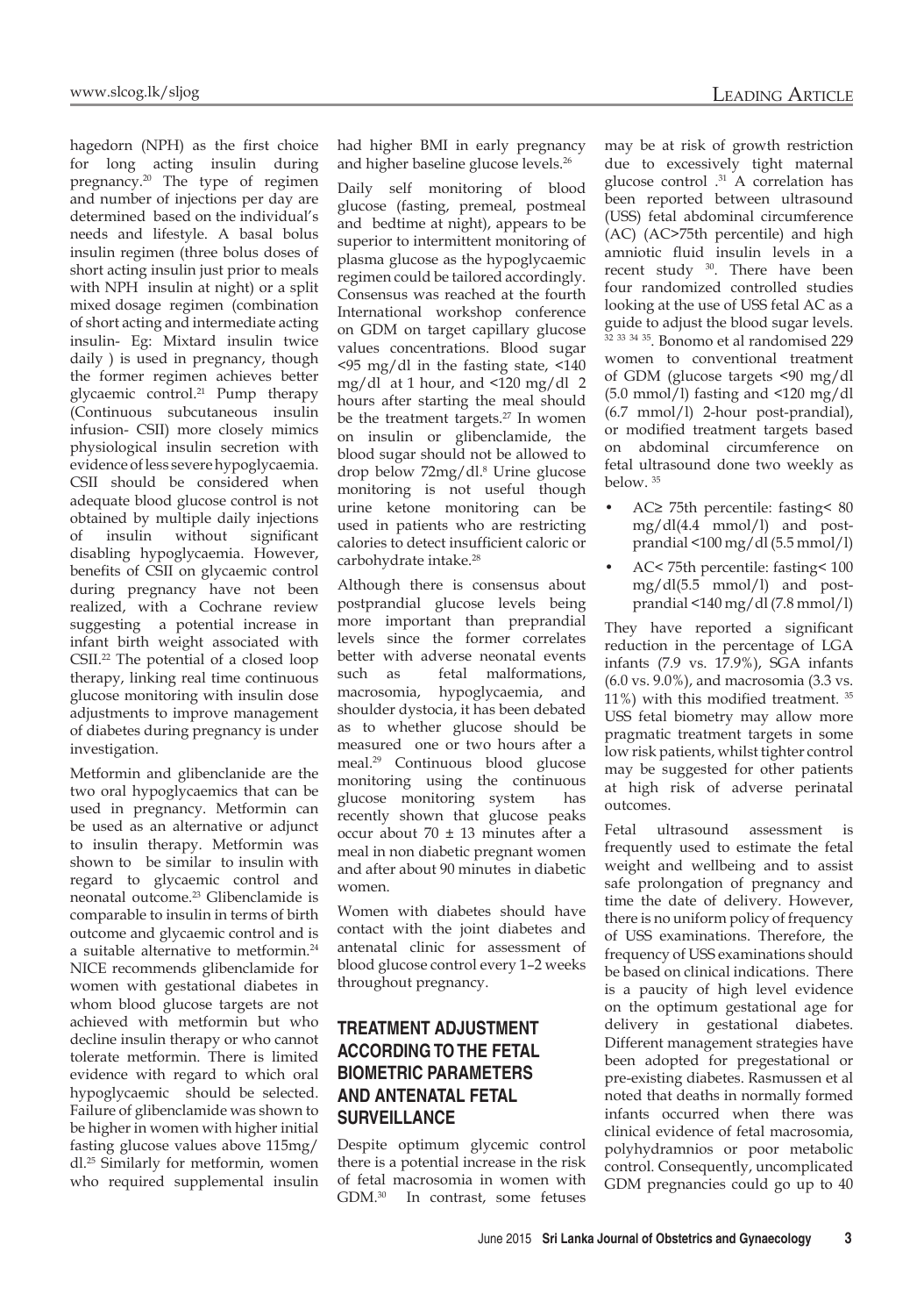hagedorn (NPH) as the first choice for long acting insulin during pregnancy.[20] The type of regimen and number of injections per day are determined based on the individual's needs and lifestyle. A basal bolus insulin regimen (three bolus doses of short acting insulin just prior to meals with NPH insulin at night) or a split mixed dosage regimen (combination of short acting and intermediate acting insulin- Eg: Mixtard insulin twice daily ) is used in pregnancy, though the former regimen achieves better glycaemic control.[21] Pump therapy (Continuous subcutaneous insulin infusion- CSII) more closely mimics physiological insulin secretion with evidence of less severe hypoglycaemia. CSII should be considered when adequate blood glucose control is not obtained by multiple daily injections of insulin without significant disabling hypoglycaemia. However, benefits of CSII on glycaemic control during pregnancy have not been realized, with a Cochrane review suggesting a potential increase in infant birth weight associated with CSII.[22] The potential of a closed loop therapy, linking real time continuous glucose monitoring with insulin dose adjustments to improve management of diabetes during pregnancy is under investigation.

Metformin and glibenclanide are the two oral hypoglycaemics that can be used in pregnancy. Metformin can be used as an alternative or adjunct to insulin therapy. Metformin was shown to be similar to insulin with regard to glycaemic control and neonatal outcome.[23] Glibenclamide is comparable to insulin in terms of birth outcome and glycaemic control and is a suitable alternative to metformin.[24] NICE recommends glibenclamide for women with gestational diabetes in whom blood glucose targets are not achieved with metformin but who decline insulin therapy or who cannot tolerate metformin. There is limited evidence with regard to which oral hypoglycaemic should be selected. Failure of glibenclamide was shown to be higher in women with higher initial fasting glucose values above 115mg/dl.[25] Similarly for metformin, women who required supplemental insulin had higher BMI in early pregnancy and higher baseline glucose levels.[26]

Daily self monitoring of blood glucose (fasting, premeal, postmeal and bedtime at night), appears to be superior to intermittent monitoring of plasma glucose as the hypoglycaemic regimen could be tailored accordingly. Consensus was reached at the fourth International workshop conference on GDM on target capillary glucose values concentrations. Blood sugar <95 mg/dl in the fasting state, <140 mg/dl at 1 hour, and <120 mg/dl 2 hours after starting the meal should be the treatment targets.[27] In women on insulin or glibenclamide, the blood sugar should not be allowed to drop below 72mg/dl.[8] Urine glucose monitoring is not useful though urine ketone monitoring can be used in patients who are restricting calories to detect insufficient caloric or carbohydrate intake.[28]

Although there is consensus about postprandial glucose levels being more important than preprandial levels since the former correlates better with adverse neonatal events such as fetal malformations, macrosomia, hypoglycaemia, and shoulder dystocia, it has been debated as to whether glucose should be measured one or two hours after a meal.[29] Continuous blood glucose monitoring using the continuous glucose monitoring system has recently shown that glucose peaks occur about 70 ± 13 minutes after a meal in non diabetic pregnant women and after about 90 minutes in diabetic women.

Women with diabetes should have contact with the joint diabetes and antenatal clinic for assessment of blood glucose control every 1–2 weeks throughout pregnancy.

## TREATMENT ADJUSTMENT ACCORDING TO THE FETAL BIOMETRIC PARAMETERS AND ANTENATAL FETAL SURVEILLANCE

Despite optimum glycemic control there is a potential increase in the risk of fetal macrosomia in women with GDM.[30] In contrast, some fetuses may be at risk of growth restriction due to excessively tight maternal glucose control .[31] A correlation has been reported between ultrasound (USS) fetal abdominal circumference (AC) (AC>75th percentile) and high amniotic fluid insulin levels in a recent study [30]. There have been four randomized controlled studies looking at the use of USS fetal AC as a guide to adjust the blood sugar levels. [32 33 34 35]. Bonomo et al randomised 229 women to conventional treatment of GDM (glucose targets <90 mg/dl (5.0 mmol/l) fasting and <120 mg/dl (6.7 mmol/l) 2-hour post-prandial), or modified treatment targets based on abdominal circumference on fetal ultrasound done two weekly as below. [35]

- AC≥ 75th percentile: fasting< 80 mg/dl(4.4 mmol/l) and post-prandial <100 mg/dl (5.5 mmol/l)
- AC< 75th percentile: fasting< 100 mg/dl(5.5 mmol/l) and post-prandial <140 mg/dl (7.8 mmol/l)

They have reported a significant reduction in the percentage of LGA infants (7.9 vs. 17.9%), SGA infants (6.0 vs. 9.0%), and macrosomia (3.3 vs. 11%) with this modified treatment. [35] USS fetal biometry may allow more pragmatic treatment targets in some low risk patients, whilst tighter control may be suggested for other patients at high risk of adverse perinatal outcomes.

Fetal ultrasound assessment is frequently used to estimate the fetal weight and wellbeing and to assist safe prolongation of pregnancy and time the date of delivery. However, there is no uniform policy of frequency of USS examinations. Therefore, the frequency of USS examinations should be based on clinical indications. There is a paucity of high level evidence on the optimum gestational age for delivery in gestational diabetes. Different management strategies have been adopted for pregestational or pre-existing diabetes. Rasmussen et al noted that deaths in normally formed infants occurred when there was clinical evidence of fetal macrosomia, polyhydramnios or poor metabolic control. Consequently, uncomplicated GDM pregnancies could go up to 40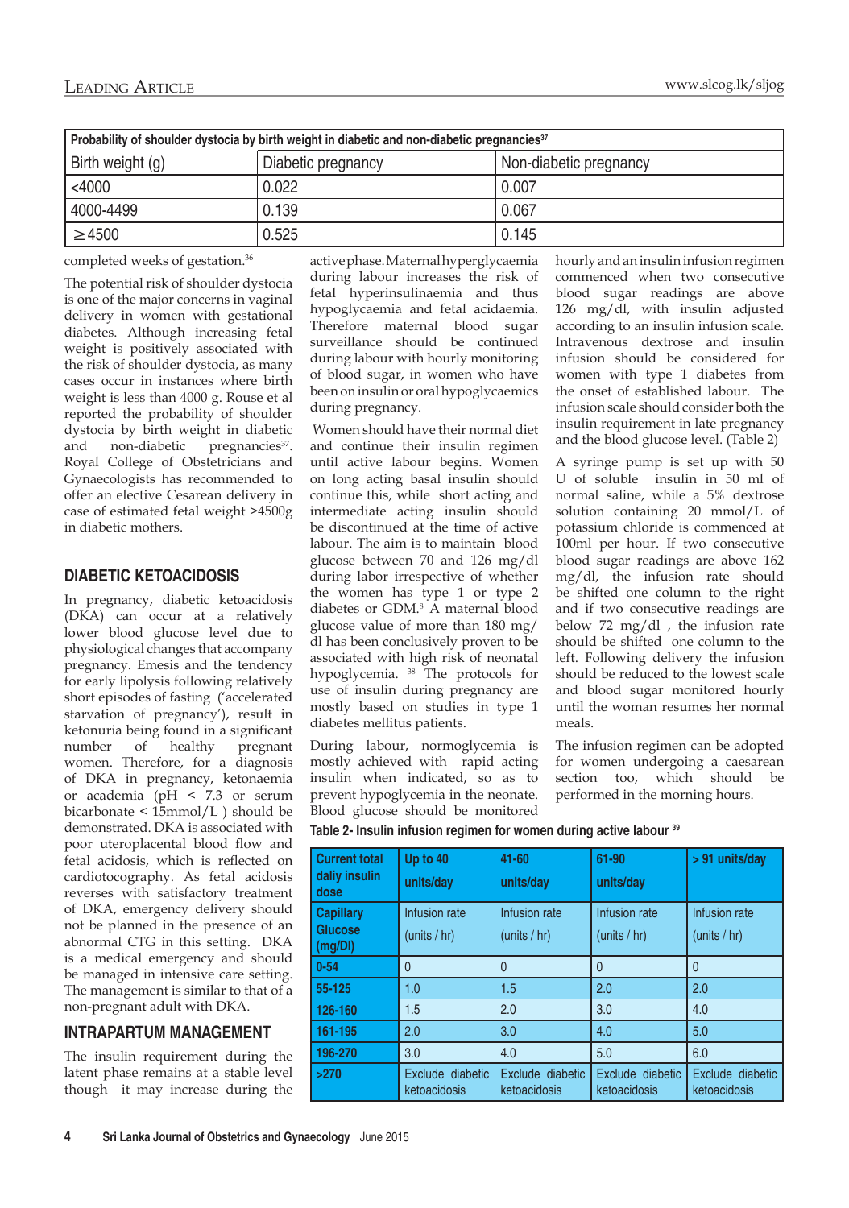| Probability of shoulder dystocia by birth weight in diabetic and non-diabetic pregnancies[37] | | |
|---|---|---|
| Birth weight (g) | Diabetic pregnancy | Non-diabetic pregnancy |
| <4000 | 0.022 | 0.007 |
| 4000-4499 | 0.139 | 0.067 |
| ≥4500 | 0.525 | 0.145 |

completed weeks of gestation.[36]

The potential risk of shoulder dystocia is one of the major concerns in vaginal delivery in women with gestational diabetes. Although increasing fetal weight is positively associated with the risk of shoulder dystocia, as many cases occur in instances where birth weight is less than 4000 g. Rouse et al reported the probability of shoulder dystocia by birth weight in diabetic and non-diabetic pregnancies[37]. Royal College of Obstetricians and Gynaecologists has recommended to offer an elective Cesarean delivery in case of estimated fetal weight >4500g in diabetic mothers.

## DIABETIC KETOACIDOSIS

In pregnancy, diabetic ketoacidosis (DKA) can occur at a relatively lower blood glucose level due to physiological changes that accompany pregnancy. Emesis and the tendency for early lipolysis following relatively short episodes of fasting ('accelerated starvation of pregnancy'), result in ketonuria being found in a significant number of healthy pregnant women. Therefore, for a diagnosis of DKA in pregnancy, ketonaemia or academia (pH < 7.3 or serum bicarbonate < 15mmol/L ) should be demonstrated. DKA is associated with poor uteroplacental blood flow and fetal acidosis, which is reflected on cardiotocography. As fetal acidosis reverses with satisfactory treatment of DKA, emergency delivery should not be planned in the presence of an abnormal CTG in this setting. DKA is a medical emergency and should be managed in intensive care setting. The management is similar to that of a non-pregnant adult with DKA.

## INTRAPARTUM MANAGEMENT

The insulin requirement during the latent phase remains at a stable level though it may increase during the active phase. Maternal hyperglycaemia during labour increases the risk of fetal hyperinsulinaemia and thus hypoglycaemia and fetal acidaemia. Therefore maternal blood sugar surveillance should be continued during labour with hourly monitoring of blood sugar, in women who have been on insulin or oral hypoglycaemics during pregnancy.

Women should have their normal diet and continue their insulin regimen until active labour begins. Women on long acting basal insulin should continue this, while short acting and intermediate acting insulin should be discontinued at the time of active labour. The aim is to maintain blood glucose between 70 and 126 mg/dl during labor irrespective of whether the women has type 1 or type 2 diabetes or GDM.[8] A maternal blood glucose value of more than 180 mg/dl has been conclusively proven to be associated with high risk of neonatal hypoglycemia. [38] The protocols for use of insulin during pregnancy are mostly based on studies in type 1 diabetes mellitus patients.

During labour, normoglycemia is mostly achieved with rapid acting insulin when indicated, so as to prevent hypoglycemia in the neonate. Blood glucose should be monitored hourly and an insulin infusion regimen commenced when two consecutive blood sugar readings are above 126 mg/dl, with insulin adjusted according to an insulin infusion scale. Intravenous dextrose and insulin infusion should be considered for women with type 1 diabetes from the onset of established labour. The infusion scale should consider both the insulin requirement in late pregnancy and the blood glucose level. (Table 2)

A syringe pump is set up with 50 U of soluble insulin in 50 ml of normal saline, while a 5% dextrose solution containing 20 mmol/L of potassium chloride is commenced at 100ml per hour. If two consecutive blood sugar readings are above 162 mg/dl, the infusion rate should be shifted one column to the right and if two consecutive readings are below 72 mg/dl , the infusion rate should be shifted one column to the left. Following delivery the infusion should be reduced to the lowest scale and blood sugar monitored hourly until the woman resumes her normal meals.

The infusion regimen can be adopted for women undergoing a caesarean section too, which should be performed in the morning hours.

**Table 2- Insulin infusion regimen for women during active labour [39]**

| Current total daily insulin dose | Up to 40 units/day | 41-60 units/day | 61-90 units/day | > 91 units/day |
|---|---|---|---|---|
| Capillary Glucose (mg/Dl) | Infusion rate (units / hr) | Infusion rate (units / hr) | Infusion rate (units / hr) | Infusion rate (units / hr) |
| 0-54 | 0 | 0 | 0 | 0 |
| 55-125 | 1.0 | 1.5 | 2.0 | 2.0 |
| 126-160 | 1.5 | 2.0 | 3.0 | 4.0 |
| 161-195 | 2.0 | 3.0 | 4.0 | 5.0 |
| 196-270 | 3.0 | 4.0 | 5.0 | 6.0 |
| >270 | Exclude diabetic ketoacidosis | Exclude diabetic ketoacidosis | Exclude diabetic ketoacidosis | Exclude diabetic ketoacidosis |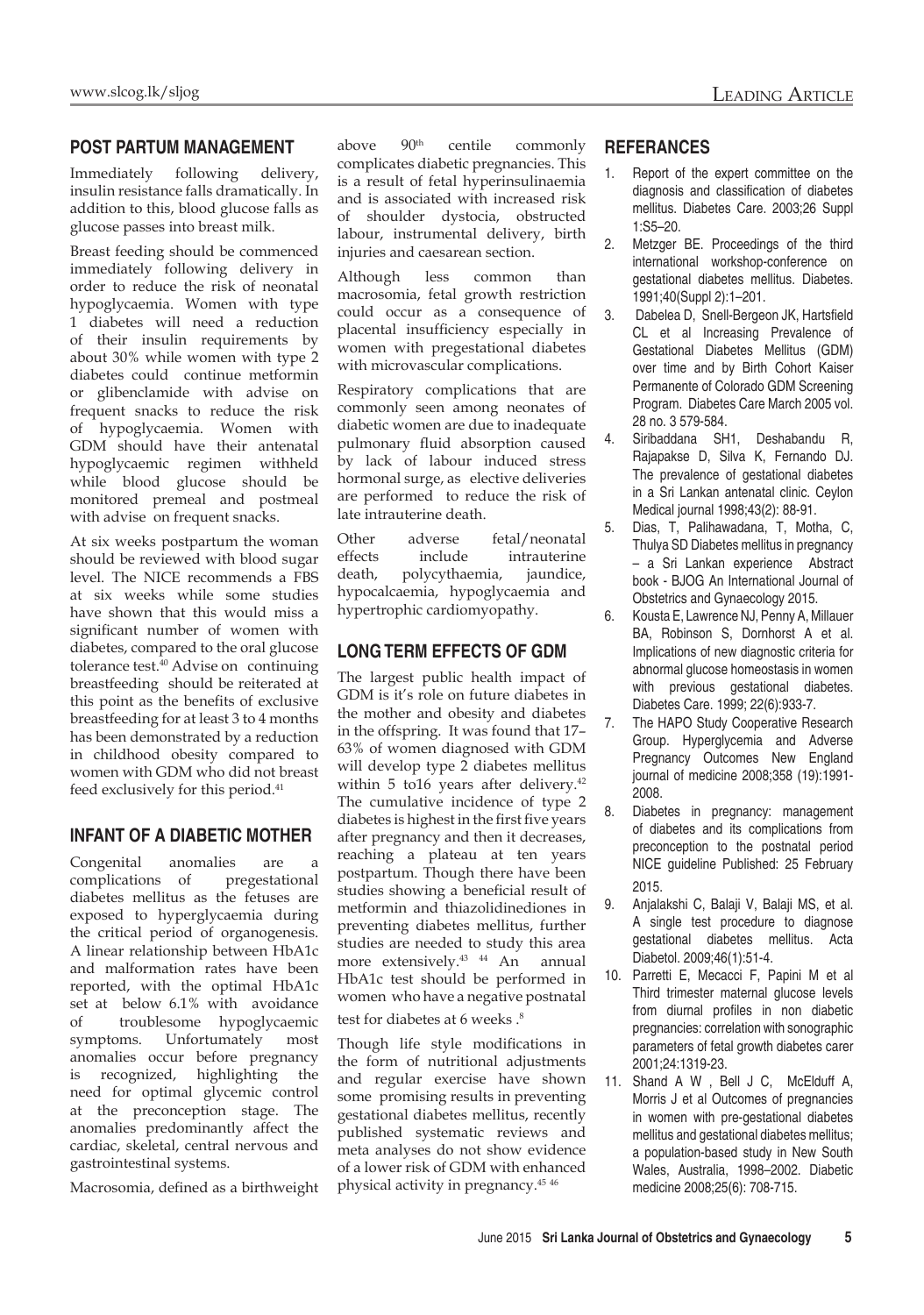## POST PARTUM MANAGEMENT

Immediately following delivery, insulin resistance falls dramatically. In addition to this, blood glucose falls as glucose passes into breast milk.

Breast feeding should be commenced immediately following delivery in order to reduce the risk of neonatal hypoglycaemia. Women with type 1 diabetes will need a reduction of their insulin requirements by about 30% while women with type 2 diabetes could continue metformin or glibenclamide with advise on frequent snacks to reduce the risk of hypoglycaemia. Women with GDM should have their antenatal hypoglycaemic regimen withheld while blood glucose should be monitored premeal and postmeal with advise on frequent snacks.

At six weeks postpartum the woman should be reviewed with blood sugar level. The NICE recommends a FBS at six weeks while some studies have shown that this would miss a significant number of women with diabetes, compared to the oral glucose tolerance test.[40] Advise on continuing breastfeeding should be reiterated at this point as the benefits of exclusive breastfeeding for at least 3 to 4 months has been demonstrated by a reduction in childhood obesity compared to women with GDM who did not breast feed exclusively for this period.[41]

## INFANT OF A DIABETIC MOTHER

Congenital anomalies are a complications of pregestational diabetes mellitus as the fetuses are exposed to hyperglycaemia during the critical period of organogenesis. A linear relationship between HbA1c and malformation rates have been reported, with the optimal HbA1c set at below 6.1% with avoidance of troublesome hypoglycaemic symptoms. Unfortunately most anomalies occur before pregnancy is recognized, highlighting the need for optimal glycemic control at the preconception stage. The anomalies predominantly affect the cardiac, skeletal, central nervous and gastrointestinal systems.

Macrosomia, defined as a birthweight above $90^{th}$ centile commonly complicates diabetic pregnancies. This is a result of fetal hyperinsulinaemia and is associated with increased risk of shoulder dystocia, obstructed labour, instrumental delivery, birth injuries and caesarean section.

Although less common than macrosomia, fetal growth restriction could occur as a consequence of placental insufficiency especially in women with pregestational diabetes with microvascular complications.

Respiratory complications that are commonly seen among neonates of diabetic women are due to inadequate pulmonary fluid absorption caused by lack of labour induced stress hormonal surge, as elective deliveries are performed to reduce the risk of late intrauterine death.

Other adverse fetal/neonatal effects include intrauterine death, polycythaemia, jaundice, hypocalcaemia, hypoglycaemia and hypertrophic cardiomyopathy.

## LONG TERM EFFECTS OF GDM

The largest public health impact of GDM is it's role on future diabetes in the mother and obesity and diabetes in the offspring. It was found that 17–63% of women diagnosed with GDM will develop type 2 diabetes mellitus within 5 to16 years after delivery.[42] The cumulative incidence of type 2 diabetes is highest in the first five years after pregnancy and then it decreases, reaching a plateau at ten years postpartum. Though there have been studies showing a beneficial result of metformin and thiazolidinediones in preventing diabetes mellitus, further studies are needed to study this area more extensively.[43, 44] An annual HbA1c test should be performed in women who have a negative postnatal test for diabetes at 6 weeks .[8]

Though life style modifications in the form of nutritional adjustments and regular exercise have shown some promising results in preventing gestational diabetes mellitus, recently published systematic reviews and meta analyses do not show evidence of a lower risk of GDM with enhanced physical activity in pregnancy.[45, 46]

## REFERANCES

1. Report of the expert committee on the diagnosis and classification of diabetes mellitus. Diabetes Care. 2003;26 Suppl 1:S5–20.
2. Metzger BE. Proceedings of the third international workshop-conference on gestational diabetes mellitus. Diabetes. 1991;40(Suppl 2):1–201.
3. Dabelea D, Snell-Bergeon JK, Hartsfield CL et al Increasing Prevalence of Gestational Diabetes Mellitus (GDM) over time and by Birth Cohort Kaiser Permanente of Colorado GDM Screening Program. Diabetes Care March 2005 vol. 28 no. 3 579-584.
4. Siribaddana SH1, Deshabandu R, Rajapakse D, Silva K, Fernando DJ. The prevalence of gestational diabetes in a Sri Lankan antenatal clinic. Ceylon Medical journal 1998;43(2): 88-91.
5. Dias, T, Palihawadana, T, Motha, C, Thulya SD Diabetes mellitus in pregnancy – a Sri Lankan experience Abstract book - BJOG An International Journal of Obstetrics and Gynaecology 2015.
6. Kousta E, Lawrence NJ, Penny A, Millauer BA, Robinson S, Dornhorst A et al. Implications of new diagnostic criteria for abnormal glucose homeostasis in women with previous gestational diabetes. Diabetes Care. 1999; 22(6):933-7.
7. The HAPO Study Cooperative Research Group. Hyperglycemia and Adverse Pregnancy Outcomes New England journal of medicine 2008;358 (19):1991-2008.
8. Diabetes in pregnancy: management of diabetes and its complications from preconception to the postnatal period NICE guideline Published: 25 February 2015.
9. Anjalakshi C, Balaji V, Balaji MS, et al. A single test procedure to diagnose gestational diabetes mellitus. Acta Diabetol. 2009;46(1):51-4.
10. Parretti E, Mecacci F, Papini M et al Third trimester maternal glucose levels from diurnal profiles in non diabetic pregnancies: correlation with sonographic parameters of fetal growth diabetes carer 2001;24:1319-23.
11. Shand A W , Bell J C, McElduff A, Morris J et al Outcomes of pregnancies in women with pre-gestational diabetes mellitus and gestational diabetes mellitus; a population-based study in New South Wales, Australia, 1998–2002. Diabetic medicine 2008;25(6): 708-715.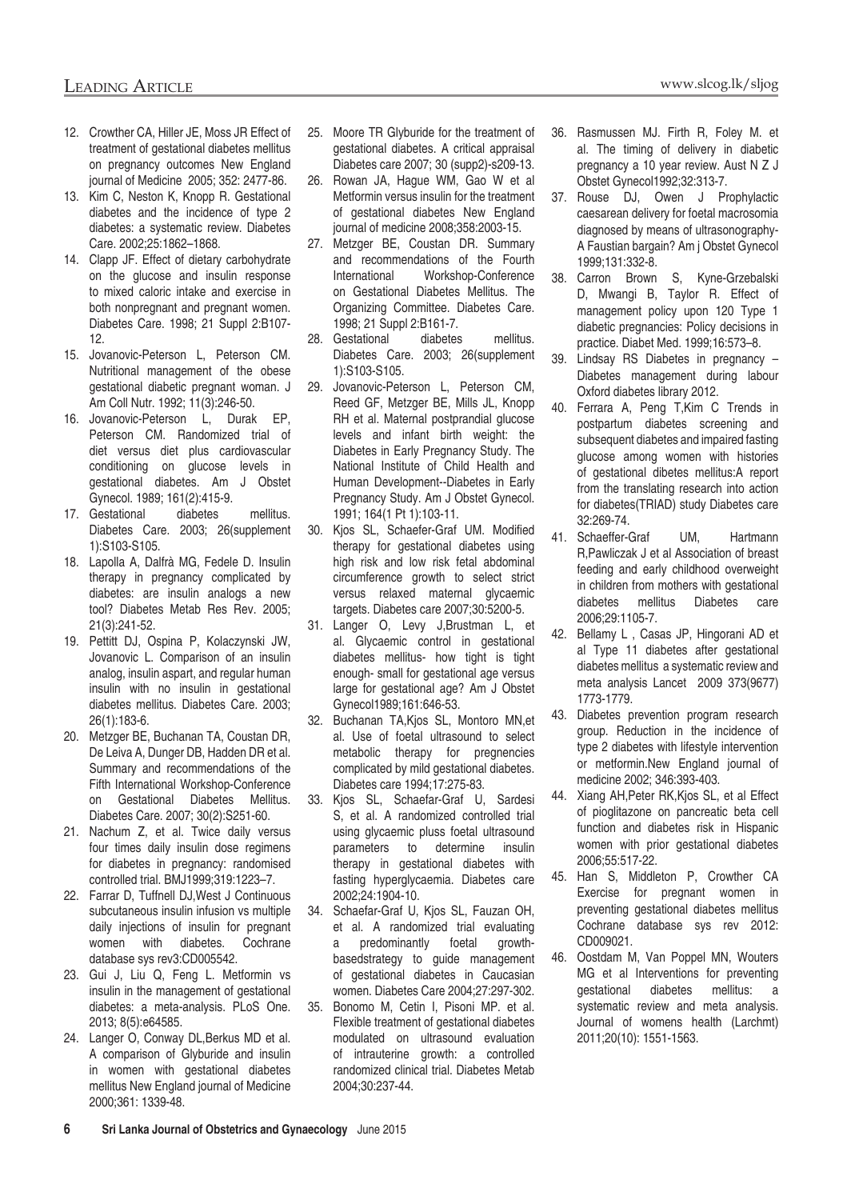12. Crowther CA, Hiller JE, Moss JR Effect of treatment of gestational diabetes mellitus on pregnancy outcomes New England journal of Medicine 2005; 352: 2477-86.
13. Kim C, Neston K, Knopp R. Gestational diabetes and the incidence of type 2 diabetes: a systematic review. Diabetes Care. 2002;25:1862–1868.
14. Clapp JF. Effect of dietary carbohydrate on the glucose and insulin response to mixed caloric intake and exercise in both nonpregnant and pregnant women. Diabetes Care. 1998; 21 Suppl 2:B107-12.
15. Jovanovic-Peterson L, Peterson CM. Nutritional management of the obese gestational diabetic pregnant woman. J Am Coll Nutr. 1992; 11(3):246-50.
16. Jovanovic-Peterson L, Durak EP, Peterson CM. Randomized trial of diet versus diet plus cardiovascular conditioning on glucose levels in gestational diabetes. Am J Obstet Gynecol. 1989; 161(2):415-9.
17. Gestational diabetes mellitus. Diabetes Care. 2003; 26(supplement 1):S103-S105.
18. Lapolla A, Dalfrà MG, Fedele D. Insulin therapy in pregnancy complicated by diabetes: are insulin analogs a new tool? Diabetes Metab Res Rev. 2005; 21(3):241-52.
19. Pettitt DJ, Ospina P, Kolaczynski JW, Jovanovic L. Comparison of an insulin analog, insulin aspart, and regular human insulin with no insulin in gestational diabetes mellitus. Diabetes Care. 2003; 26(1):183-6.
20. Metzger BE, Buchanan TA, Coustan DR, De Leiva A, Dunger DB, Hadden DR et al. Summary and recommendations of the Fifth International Workshop-Conference on Gestational Diabetes Mellitus. Diabetes Care. 2007; 30(2):S251-60.
21. Nachum Z, et al. Twice daily versus four times daily insulin dose regimens for diabetes in pregnancy: randomised controlled trial. BMJ1999;319:1223–7.
22. Farrar D, Tuffnell DJ,West J Continuous subcutaneous insulin infusion vs multiple daily injections of insulin for pregnant women with diabetes. Cochrane database sys rev3:CD005542.
23. Gui J, Liu Q, Feng L. Metformin vs insulin in the management of gestational diabetes: a meta-analysis. PLoS One. 2013; 8(5):e64585.
24. Langer O, Conway DL,Berkus MD et al. A comparison of Glyburide and insulin in women with gestational diabetes mellitus New England journal of Medicine 2000;361: 1339-48.
25. Moore TR Glyburide for the treatment of gestational diabetes. A critical appraisal Diabetes care 2007; 30 (supp2)-s209-13.
26. Rowan JA, Hague WM, Gao W et al Metformin versus insulin for the treatment of gestational diabetes New England journal of medicine 2008;358:2003-15.
27. Metzger BE, Coustan DR. Summary and recommendations of the Fourth International Workshop-Conference on Gestational Diabetes Mellitus. The Organizing Committee. Diabetes Care. 1998; 21 Suppl 2:B161-7.
28. Gestational diabetes mellitus. Diabetes Care. 2003; 26(supplement 1):S103-S105.
29. Jovanovic-Peterson L, Peterson CM, Reed GF, Metzger BE, Mills JL, Knopp RH et al. Maternal postprandial glucose levels and infant birth weight: the Diabetes in Early Pregnancy Study. The National Institute of Child Health and Human Development--Diabetes in Early Pregnancy Study. Am J Obstet Gynecol. 1991; 164(1 Pt 1):103-11.
30. Kjos SL, Schaefer-Graf UM. Modified therapy for gestational diabetes using high risk and low risk fetal abdominal circumference growth to select strict versus relaxed maternal glycaemic targets. Diabetes care 2007;30:5200-5.
31. Langer O, Levy J,Brustman L, et al. Glycaemic control in gestational diabetes mellitus- how tight is tight enough- small for gestational age versus large for gestational age? Am J Obstet Gynecol1989;161:646-53.
32. Buchanan TA,Kjos SL, Montoro MN,et al. Use of foetal ultrasound to select metabolic therapy for pregnencies complicated by mild gestational diabetes. Diabetes care 1994;17:275-83.
33. Kjos SL, Schaefar-Graf U, Sardesi S, et al. A randomized controlled trial using glycaemic pluss foetal ultrasound parameters to determine insulin therapy in gestational diabetes with fasting hyperglycaemia. Diabetes care 2002;24:1904-10.
34. Schaefar-Graf U, Kjos SL, Fauzan OH, et al. A randomized trial evaluating a predominantly foetal growth-basedstrategy to guide management of gestational diabetes in Caucasian women. Diabetes Care 2004;27:297-302.
35. Bonomo M, Cetin I, Pisoni MP. et al. Flexible treatment of gestational diabetes modulated on ultrasound evaluation of intrauterine growth: a controlled randomized clinical trial. Diabetes Metab 2004;30:237-44.
36. Rasmussen MJ. Firth R, Foley M. et al. The timing of delivery in diabetic pregnancy a 10 year review. Aust N Z J Obstet Gynecol1992;32:313-7.
37. Rouse DJ, Owen J Prophylactic caesarean delivery for foetal macrosomia diagnosed by means of ultrasonography- A Faustian bargain? Am j Obstet Gynecol 1999;131:332-8.
38. Carron Brown S, Kyne-Grzebalski D, Mwangi B, Taylor R. Effect of management policy upon 120 Type 1 diabetic pregnancies: Policy decisions in practice. Diabet Med. 1999;16:573–8.
39. Lindsay RS Diabetes in pregnancy – Diabetes management during labour Oxford diabetes library 2012.
40. Ferrara A, Peng T,Kim C Trends in postpartum diabetes screening and subsequent diabetes and impaired fasting glucose among women with histories of gestational dibetes mellitus:A report from the translating research into action for diabetes(TRIAD) study Diabetes care 32:269-74.
41. Schaeffer-Graf UM, Hartmann R,Pawliczak J et al Association of breast feeding and early childhood overweight in children from mothers with gestational diabetes mellitus Diabetes care 2006;29:1105-7.
42. Bellamy L , Casas JP, Hingorani AD et al Type 11 diabetes after gestational diabetes mellitus a systematic review and meta analysis Lancet 2009 373(9677) 1773-1779.
43. Diabetes prevention program research group. Reduction in the incidence of type 2 diabetes with lifestyle intervention or metformin.New England journal of medicine 2002; 346:393-403.
44. Xiang AH,Peter RK,Kjos SL, et al Effect of pioglitazone on pancreatic beta cell function and diabetes risk in Hispanic women with prior gestational diabetes 2006;55:517-22.
45. Han S, Middleton P, Crowther CA Exercise for pregnant women in preventing gestational diabetes mellitus Cochrane database sys rev 2012: CD009021.
46. Oostdam M, Van Poppel MN, Wouters MG et al Interventions for preventing gestational diabetes mellitus: a systematic review and meta analysis. Journal of womens health (Larchmt) 2011;20(10): 1551-1563.